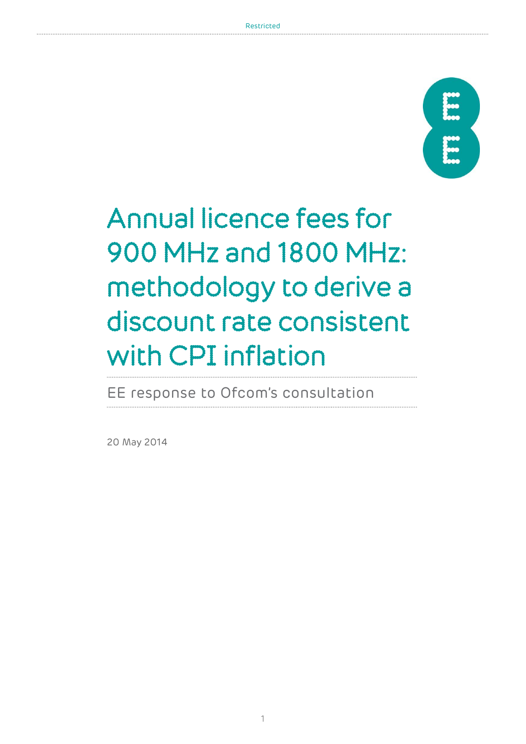Restricted

# Annual licence fees for 900 MHz and 1800 MHz: methodology to derive a discount rate consistent with CPI inflation

## EE response to Ofcom's consultation

20 May 2014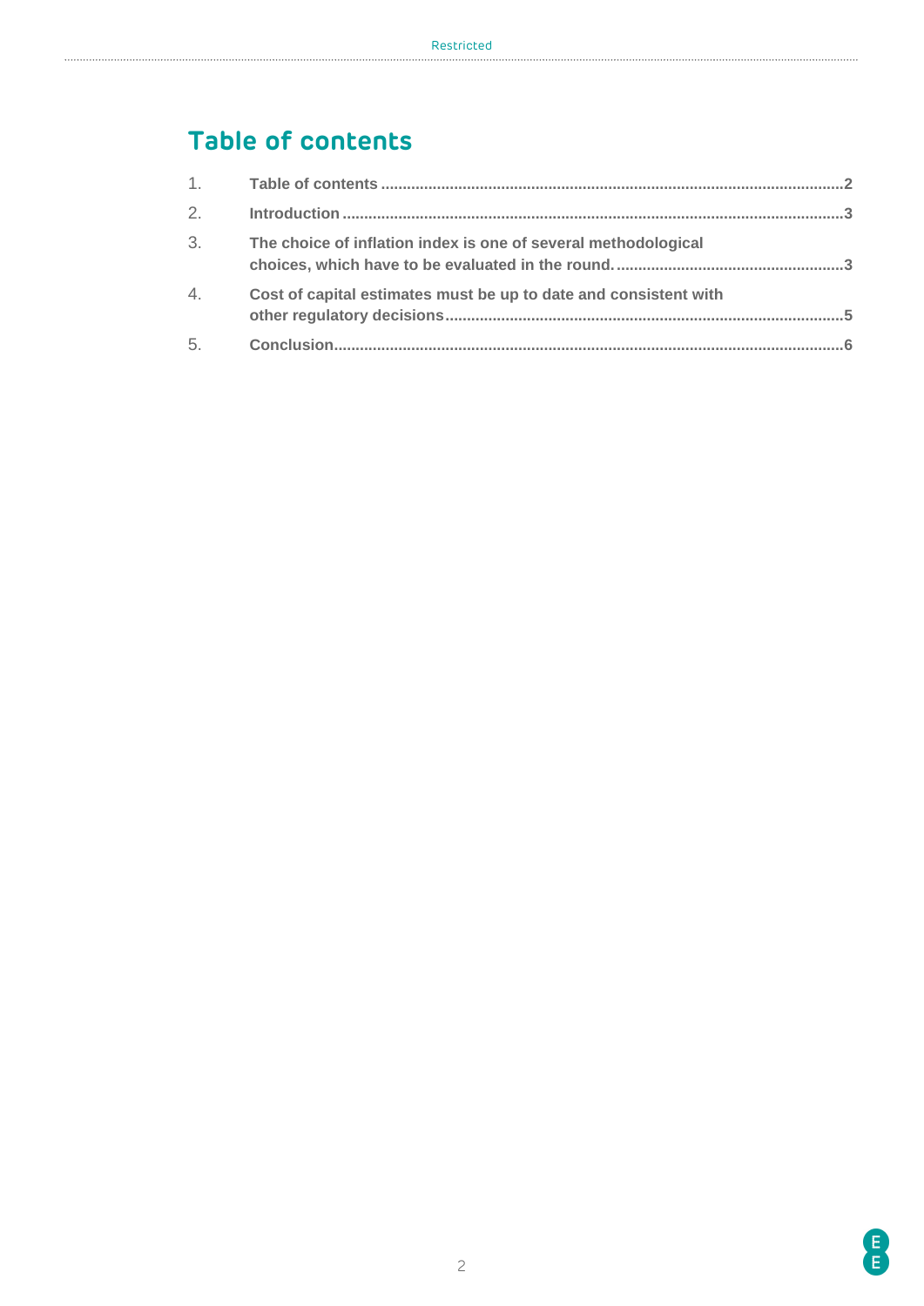# Table of contents

1. **Table of contents** .......... **2**
2. **Introduction** .......... **3**
3. **The choice of inflation index is one of several methodological choices, which have to be evaluated in the round.** .......... **3**
4. **Cost of capital estimates must be up to date and consistent with other regulatory decisions** .......... **5**
5. **Conclusion** .......... **6**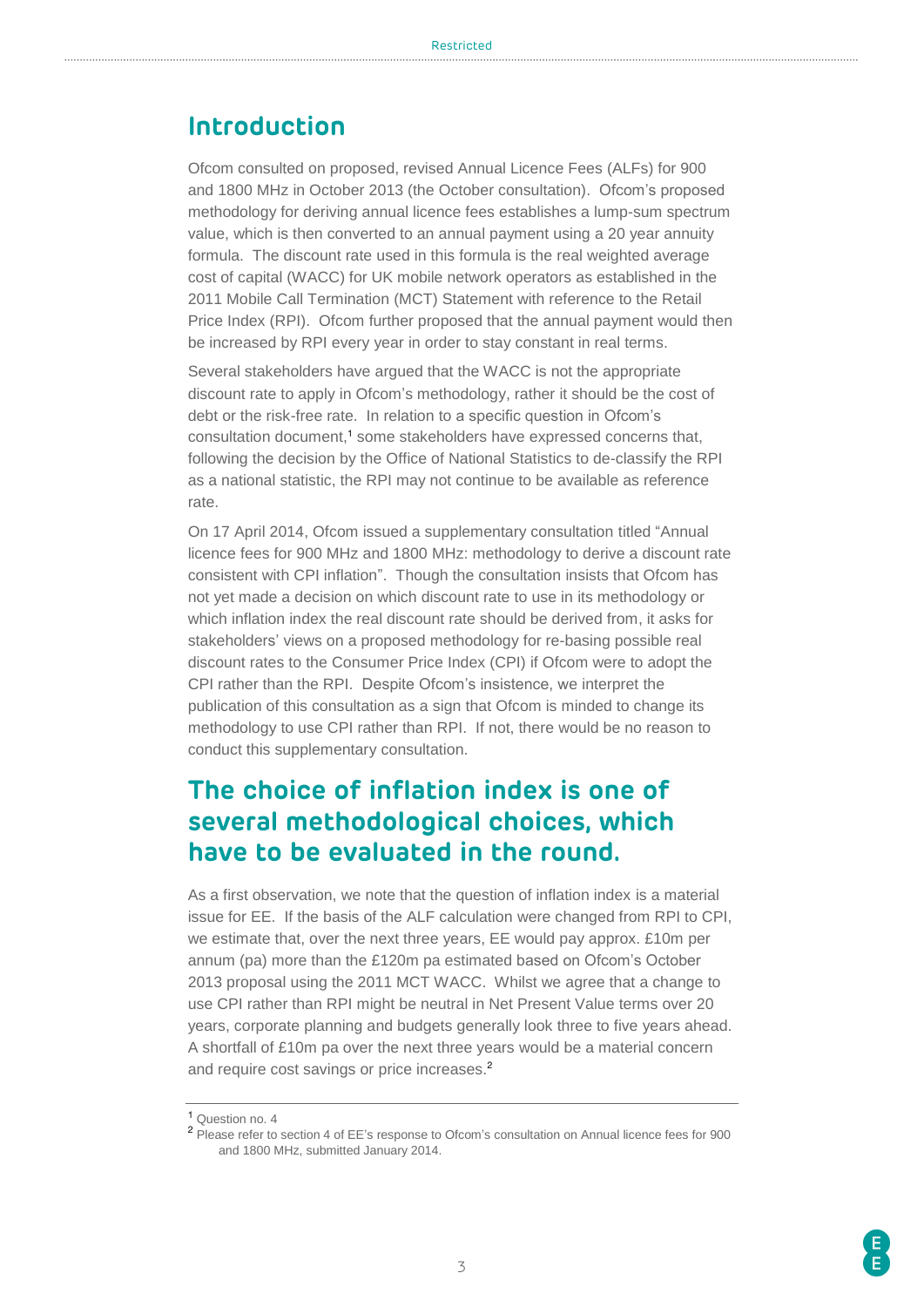## Introduction

Ofcom consulted on proposed, revised Annual Licence Fees (ALFs) for 900 and 1800 MHz in October 2013 (the October consultation). Ofcom's proposed methodology for deriving annual licence fees establishes a lump-sum spectrum value, which is then converted to an annual payment using a 20 year annuity formula. The discount rate used in this formula is the real weighted average cost of capital (WACC) for UK mobile network operators as established in the 2011 Mobile Call Termination (MCT) Statement with reference to the Retail Price Index (RPI). Ofcom further proposed that the annual payment would then be increased by RPI every year in order to stay constant in real terms.

Several stakeholders have argued that the WACC is not the appropriate discount rate to apply in Ofcom's methodology, rather it should be the cost of debt or the risk-free rate. In relation to a specific question in Ofcom's consultation document,[1] some stakeholders have expressed concerns that, following the decision by the Office of National Statistics to de-classify the RPI as a national statistic, the RPI may not continue to be available as reference rate.

On 17 April 2014, Ofcom issued a supplementary consultation titled "Annual licence fees for 900 MHz and 1800 MHz: methodology to derive a discount rate consistent with CPI inflation". Though the consultation insists that Ofcom has not yet made a decision on which discount rate to use in its methodology or which inflation index the real discount rate should be derived from, it asks for stakeholders' views on a proposed methodology for re-basing possible real discount rates to the Consumer Price Index (CPI) if Ofcom were to adopt the CPI rather than the RPI. Despite Ofcom's insistence, we interpret the publication of this consultation as a sign that Ofcom is minded to change its methodology to use CPI rather than RPI. If not, there would be no reason to conduct this supplementary consultation.

## The choice of inflation index is one of several methodological choices, which have to be evaluated in the round.

As a first observation, we note that the question of inflation index is a material issue for EE. If the basis of the ALF calculation were changed from RPI to CPI, we estimate that, over the next three years, EE would pay approx. £10m per annum (pa) more than the £120m pa estimated based on Ofcom's October 2013 proposal using the 2011 MCT WACC. Whilst we agree that a change to use CPI rather than RPI might be neutral in Net Present Value terms over 20 years, corporate planning and budgets generally look three to five years ahead. A shortfall of £10m pa over the next three years would be a material concern and require cost savings or price increases.[2]

---

[1] Question no. 4

[2] Please refer to section 4 of EE's response to Ofcom's consultation on Annual licence fees for 900 and 1800 MHz, submitted January 2014.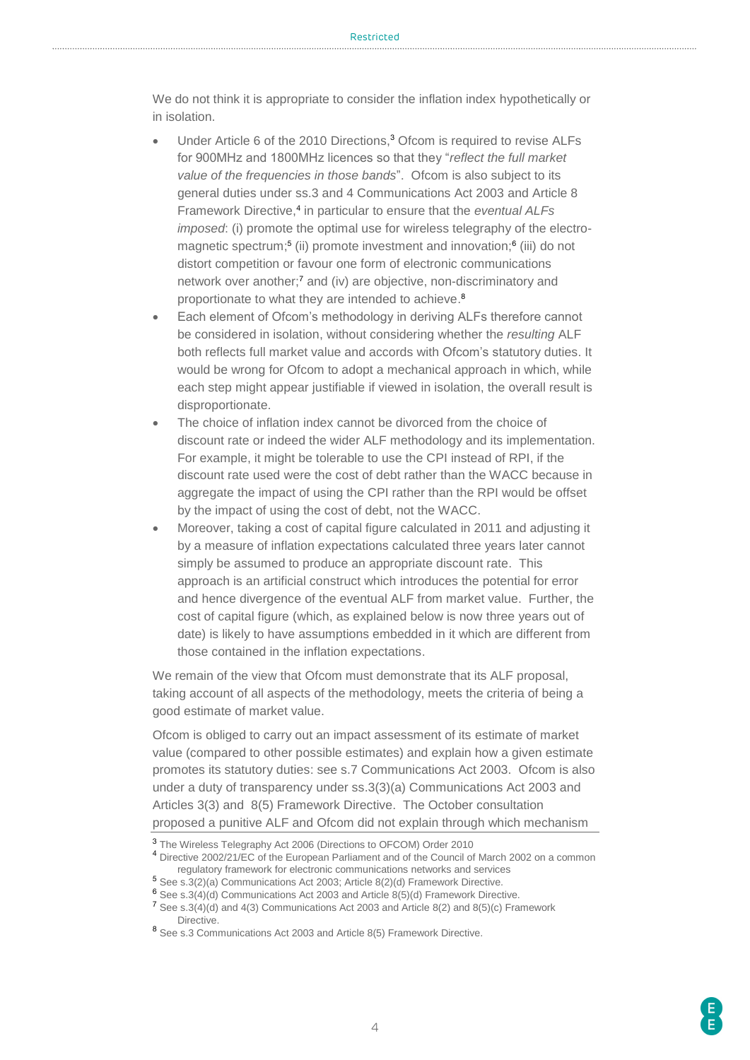We do not think it is appropriate to consider the inflation index hypothetically or in isolation.

- Under Article 6 of the 2010 Directions,[3] Ofcom is required to revise ALFs for 900MHz and 1800MHz licences so that they "*reflect the full market value of the frequencies in those bands*". Ofcom is also subject to its general duties under ss.3 and 4 Communications Act 2003 and Article 8 Framework Directive,[4] in particular to ensure that the *eventual ALFs imposed*: (i) promote the optimal use for wireless telegraphy of the electro-magnetic spectrum;[5] (ii) promote investment and innovation;[6] (iii) do not distort competition or favour one form of electronic communications network over another;[7] and (iv) are objective, non-discriminatory and proportionate to what they are intended to achieve.[8]
- Each element of Ofcom's methodology in deriving ALFs therefore cannot be considered in isolation, without considering whether the *resulting* ALF both reflects full market value and accords with Ofcom's statutory duties. It would be wrong for Ofcom to adopt a mechanical approach in which, while each step might appear justifiable if viewed in isolation, the overall result is disproportionate.
- The choice of inflation index cannot be divorced from the choice of discount rate or indeed the wider ALF methodology and its implementation. For example, it might be tolerable to use the CPI instead of RPI, if the discount rate used were the cost of debt rather than the WACC because in aggregate the impact of using the CPI rather than the RPI would be offset by the impact of using the cost of debt, not the WACC.
- Moreover, taking a cost of capital figure calculated in 2011 and adjusting it by a measure of inflation expectations calculated three years later cannot simply be assumed to produce an appropriate discount rate. This approach is an artificial construct which introduces the potential for error and hence divergence of the eventual ALF from market value. Further, the cost of capital figure (which, as explained below is now three years out of date) is likely to have assumptions embedded in it which are different from those contained in the inflation expectations.

We remain of the view that Ofcom must demonstrate that its ALF proposal, taking account of all aspects of the methodology, meets the criteria of being a good estimate of market value.

Ofcom is obliged to carry out an impact assessment of its estimate of market value (compared to other possible estimates) and explain how a given estimate promotes its statutory duties: see s.7 Communications Act 2003. Ofcom is also under a duty of transparency under ss.3(3)(a) Communications Act 2003 and Articles 3(3) and 8(5) Framework Directive. The October consultation proposed a punitive ALF and Ofcom did not explain through which mechanism

---

[3] The Wireless Telegraphy Act 2006 (Directions to OFCOM) Order 2010

[4] Directive 2002/21/EC of the European Parliament and of the Council of March 2002 on a common regulatory framework for electronic communications networks and services

[5] See s.3(2)(a) Communications Act 2003; Article 8(2)(d) Framework Directive.

[6] See s.3(4)(d) Communications Act 2003 and Article 8(5)(d) Framework Directive.

[7] See s.3(4)(d) and 4(3) Communications Act 2003 and Article 8(2) and 8(5)(c) Framework Directive.

[8] See s.3 Communications Act 2003 and Article 8(5) Framework Directive.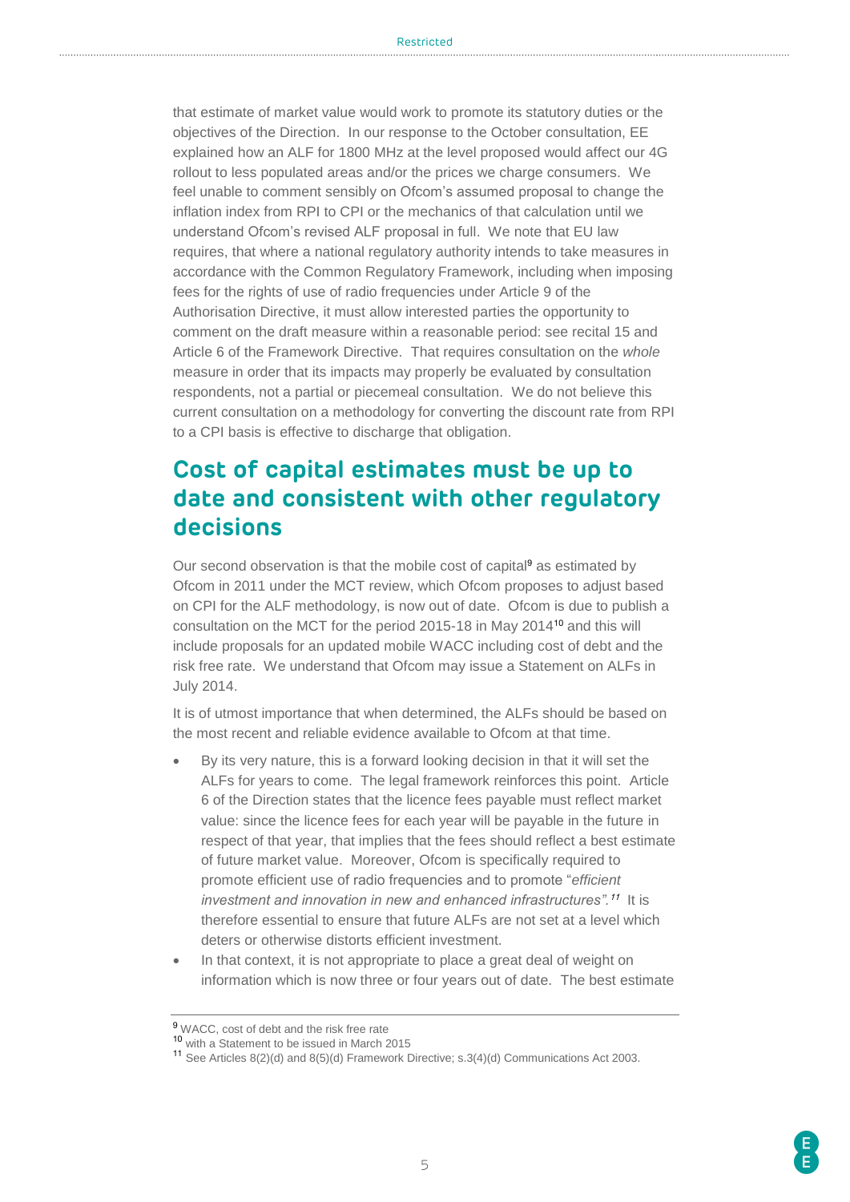that estimate of market value would work to promote its statutory duties or the objectives of the Direction. In our response to the October consultation, EE explained how an ALF for 1800 MHz at the level proposed would affect our 4G rollout to less populated areas and/or the prices we charge consumers. We feel unable to comment sensibly on Ofcom's assumed proposal to change the inflation index from RPI to CPI or the mechanics of that calculation until we understand Ofcom's revised ALF proposal in full. We note that EU law requires, that where a national regulatory authority intends to take measures in accordance with the Common Regulatory Framework, including when imposing fees for the rights of use of radio frequencies under Article 9 of the Authorisation Directive, it must allow interested parties the opportunity to comment on the draft measure within a reasonable period: see recital 15 and Article 6 of the Framework Directive. That requires consultation on the *whole* measure in order that its impacts may properly be evaluated by consultation respondents, not a partial or piecemeal consultation. We do not believe this current consultation on a methodology for converting the discount rate from RPI to a CPI basis is effective to discharge that obligation.

## Cost of capital estimates must be up to date and consistent with other regulatory decisions

Our second observation is that the mobile cost of capital[9] as estimated by Ofcom in 2011 under the MCT review, which Ofcom proposes to adjust based on CPI for the ALF methodology, is now out of date. Ofcom is due to publish a consultation on the MCT for the period 2015-18 in May 2014[10] and this will include proposals for an updated mobile WACC including cost of debt and the risk free rate. We understand that Ofcom may issue a Statement on ALFs in July 2014.

It is of utmost importance that when determined, the ALFs should be based on the most recent and reliable evidence available to Ofcom at that time.

- By its very nature, this is a forward looking decision in that it will set the ALFs for years to come. The legal framework reinforces this point. Article 6 of the Direction states that the licence fees payable must reflect market value: since the licence fees for each year will be payable in the future in respect of that year, that implies that the fees should reflect a best estimate of future market value. Moreover, Ofcom is specifically required to promote efficient use of radio frequencies and to promote "*efficient investment and innovation in new and enhanced infrastructures".*[11] It is therefore essential to ensure that future ALFs are not set at a level which deters or otherwise distorts efficient investment.
- In that context, it is not appropriate to place a great deal of weight on information which is now three or four years out of date. The best estimate

[9] WACC, cost of debt and the risk free rate

[10] with a Statement to be issued in March 2015

[11] See Articles 8(2)(d) and 8(5)(d) Framework Directive; s.3(4)(d) Communications Act 2003.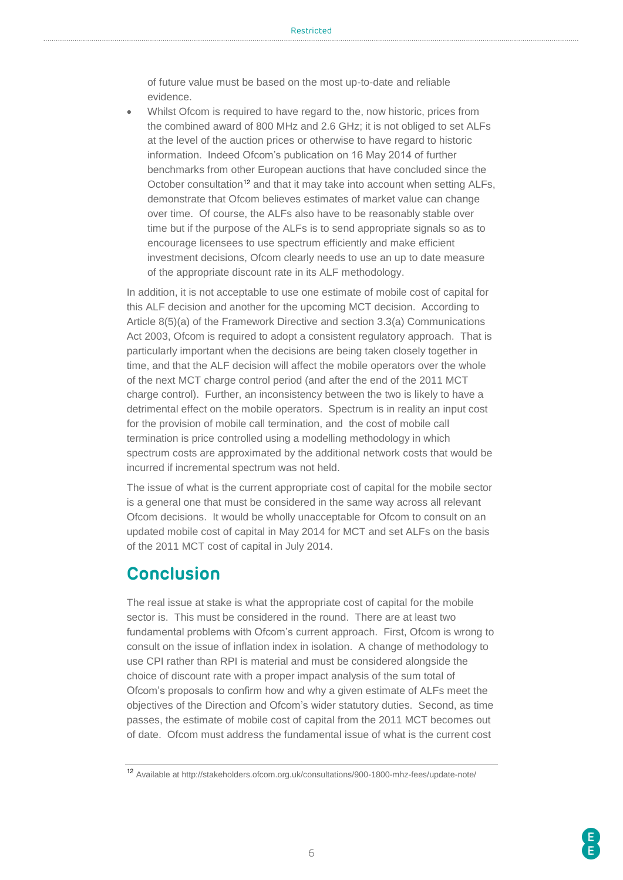of future value must be based on the most up-to-date and reliable evidence.

- Whilst Ofcom is required to have regard to the, now historic, prices from the combined award of 800 MHz and 2.6 GHz; it is not obliged to set ALFs at the level of the auction prices or otherwise to have regard to historic information. Indeed Ofcom's publication on 16 May 2014 of further benchmarks from other European auctions that have concluded since the October consultation[12] and that it may take into account when setting ALFs, demonstrate that Ofcom believes estimates of market value can change over time. Of course, the ALFs also have to be reasonably stable over time but if the purpose of the ALFs is to send appropriate signals so as to encourage licensees to use spectrum efficiently and make efficient investment decisions, Ofcom clearly needs to use an up to date measure of the appropriate discount rate in its ALF methodology.

In addition, it is not acceptable to use one estimate of mobile cost of capital for this ALF decision and another for the upcoming MCT decision. According to Article 8(5)(a) of the Framework Directive and section 3.3(a) Communications Act 2003, Ofcom is required to adopt a consistent regulatory approach. That is particularly important when the decisions are being taken closely together in time, and that the ALF decision will affect the mobile operators over the whole of the next MCT charge control period (and after the end of the 2011 MCT charge control). Further, an inconsistency between the two is likely to have a detrimental effect on the mobile operators. Spectrum is in reality an input cost for the provision of mobile call termination, and the cost of mobile call termination is price controlled using a modelling methodology in which spectrum costs are approximated by the additional network costs that would be incurred if incremental spectrum was not held.

The issue of what is the current appropriate cost of capital for the mobile sector is a general one that must be considered in the same way across all relevant Ofcom decisions. It would be wholly unacceptable for Ofcom to consult on an updated mobile cost of capital in May 2014 for MCT and set ALFs on the basis of the 2011 MCT cost of capital in July 2014.

## Conclusion

The real issue at stake is what the appropriate cost of capital for the mobile sector is. This must be considered in the round. There are at least two fundamental problems with Ofcom's current approach. First, Ofcom is wrong to consult on the issue of inflation index in isolation. A change of methodology to use CPI rather than RPI is material and must be considered alongside the choice of discount rate with a proper impact analysis of the sum total of Ofcom's proposals to confirm how and why a given estimate of ALFs meet the objectives of the Direction and Ofcom's wider statutory duties. Second, as time passes, the estimate of mobile cost of capital from the 2011 MCT becomes out of date. Ofcom must address the fundamental issue of what is the current cost

[12] Available at http://stakeholders.ofcom.org.uk/consultations/900-1800-mhz-fees/update-note/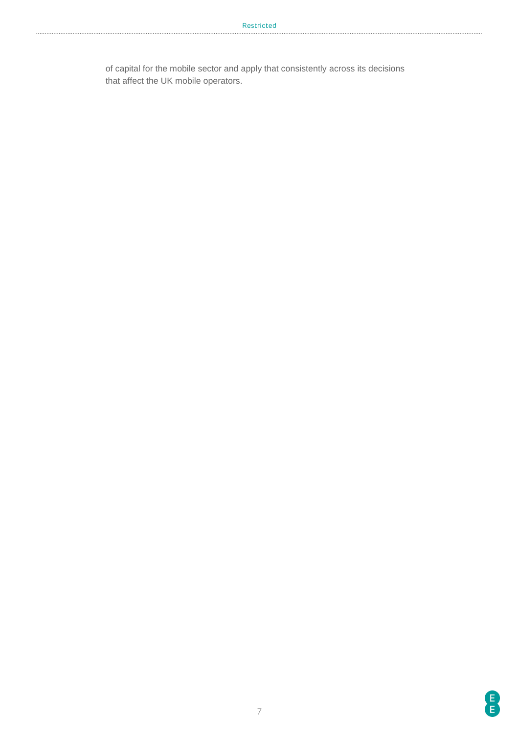of capital for the mobile sector and apply that consistently across its decisions that affect the UK mobile operators.